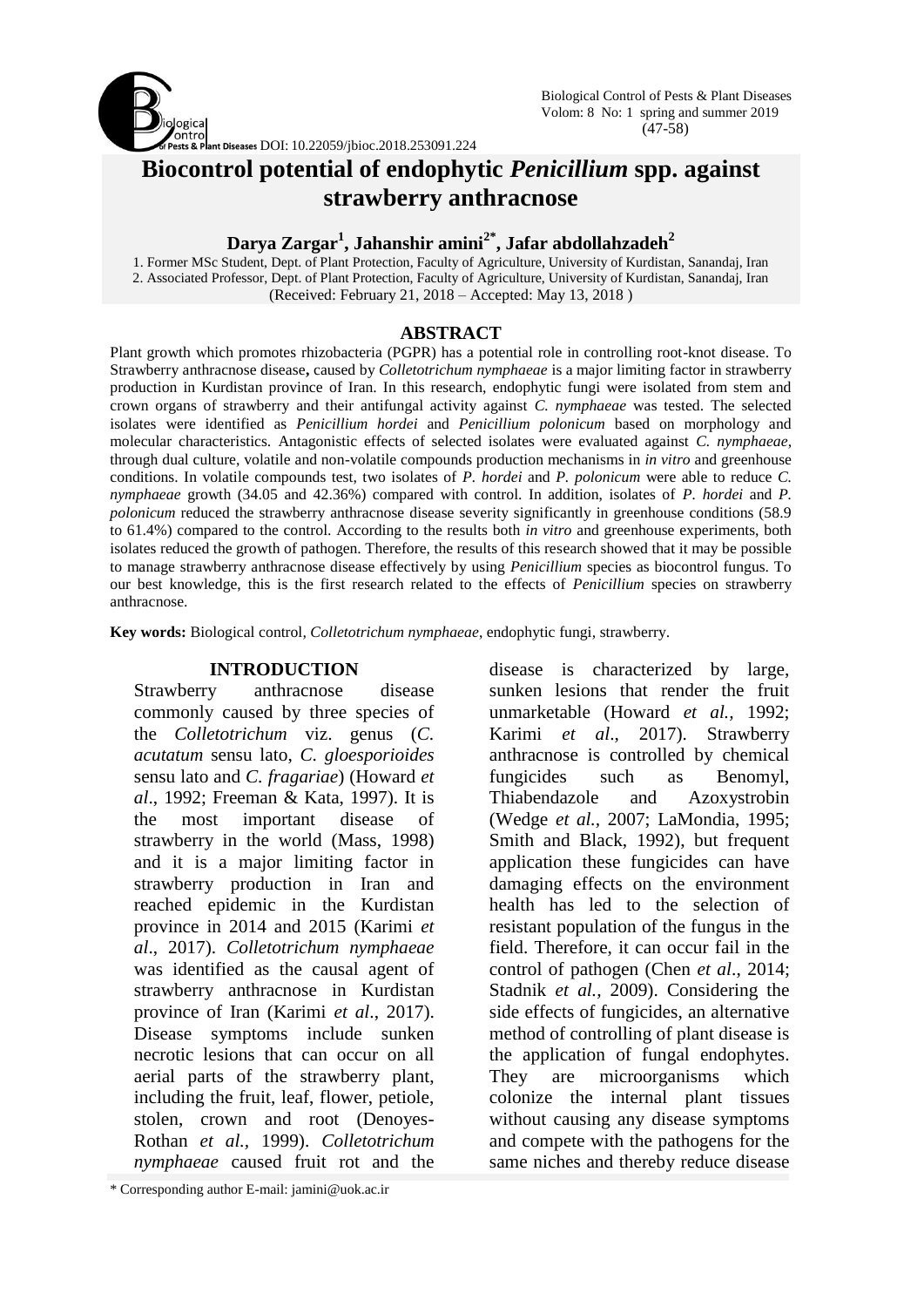DOI: 10.22059/jbioc.2018.253091.224

# Biocontrol potential of endophytic *Penicillium* spp. against strawberry anthracnose

**Darya Zargar[1], Jahanshir amini[2*], Jafar abdollahzadeh[2]**

1. Former MSc Student, Dept. of Plant Protection, Faculty of Agriculture, University of Kurdistan, Sanandaj, Iran
2. Associated Professor, Dept. of Plant Protection, Faculty of Agriculture, University of Kurdistan, Sanandaj, Iran

(Received: February 21, 2018 – Accepted: May 13, 2018 )

## ABSTRACT

Plant growth which promotes rhizobacteria (PGPR) has a potential role in controlling root-knot disease. To Strawberry anthracnose disease**,** caused by *Colletotrichum nymphaeae* is a major limiting factor in strawberry production in Kurdistan province of Iran. In this research, endophytic fungi were isolated from stem and crown organs of strawberry and their antifungal activity against *C. nymphaeae* was tested. The selected isolates were identified as *Penicillium hordei* and *Penicillium polonicum* based on morphology and molecular characteristics. Antagonistic effects of selected isolates were evaluated against *C. nymphaeae*, through dual culture, volatile and non-volatile compounds production mechanisms in *in vitro* and greenhouse conditions. In volatile compounds test, two isolates of *P. hordei* and *P. polonicum* were able to reduce *C. nymphaeae* growth (34.05 and 42.36%) compared with control. In addition, isolates of *P. hordei* and *P. polonicum* reduced the strawberry anthracnose disease severity significantly in greenhouse conditions (58.9 to 61.4%) compared to the control. According to the results both *in vitro* and greenhouse experiments, both isolates reduced the growth of pathogen. Therefore, the results of this research showed that it may be possible to manage strawberry anthracnose disease effectively by using *Penicillium* species as biocontrol fungus. To our best knowledge, this is the first research related to the effects of *Penicillium* species on strawberry anthracnose.

**Key words:** Biological control, *Colletotrichum nymphaeae*, endophytic fungi, strawberry.

## INTRODUCTION

Strawberry anthracnose disease commonly caused by three species of the *Colletotrichum* viz. genus (*C. acutatum* sensu lato, *C. gloesporioides* sensu lato and *C. fragariae*) (Howard *et al*., 1992; Freeman & Kata, 1997). It is the most important disease of strawberry in the world (Mass, 1998) and it is a major limiting factor in strawberry production in Iran and reached epidemic in the Kurdistan province in 2014 and 2015 (Karimi *et al*., 2017). *Colletotrichum nymphaeae* was identified as the causal agent of strawberry anthracnose in Kurdistan province of Iran (Karimi *et al*., 2017). Disease symptoms include sunken necrotic lesions that can occur on all aerial parts of the strawberry plant, including the fruit, leaf, flower, petiole, stolen, crown and root (Denoyes-Rothan *et al.,* 1999). *Colletotrichum nymphaeae* caused fruit rot and the disease is characterized by large, sunken lesions that render the fruit unmarketable (Howard *et al.*, 1992; Karimi *et al*., 2017). Strawberry anthracnose is controlled by chemical fungicides such as Benomyl, Thiabendazole and Azoxystrobin (Wedge *et al.,* 2007; LaMondia, 1995; Smith and Black, 1992), but frequent application these fungicides can have damaging effects on the environment health has led to the selection of resistant population of the fungus in the field. Therefore, it can occur fail in the control of pathogen (Chen *et al*., 2014; Stadnik *et al.,* 2009). Considering the side effects of fungicides, an alternative method of controlling of plant disease is the application of fungal endophytes. They are microorganisms which colonize the internal plant tissues without causing any disease symptoms and compete with the pathogens for the same niches and thereby reduce disease

\* Corresponding author E-mail: jamini@uok.ac.ir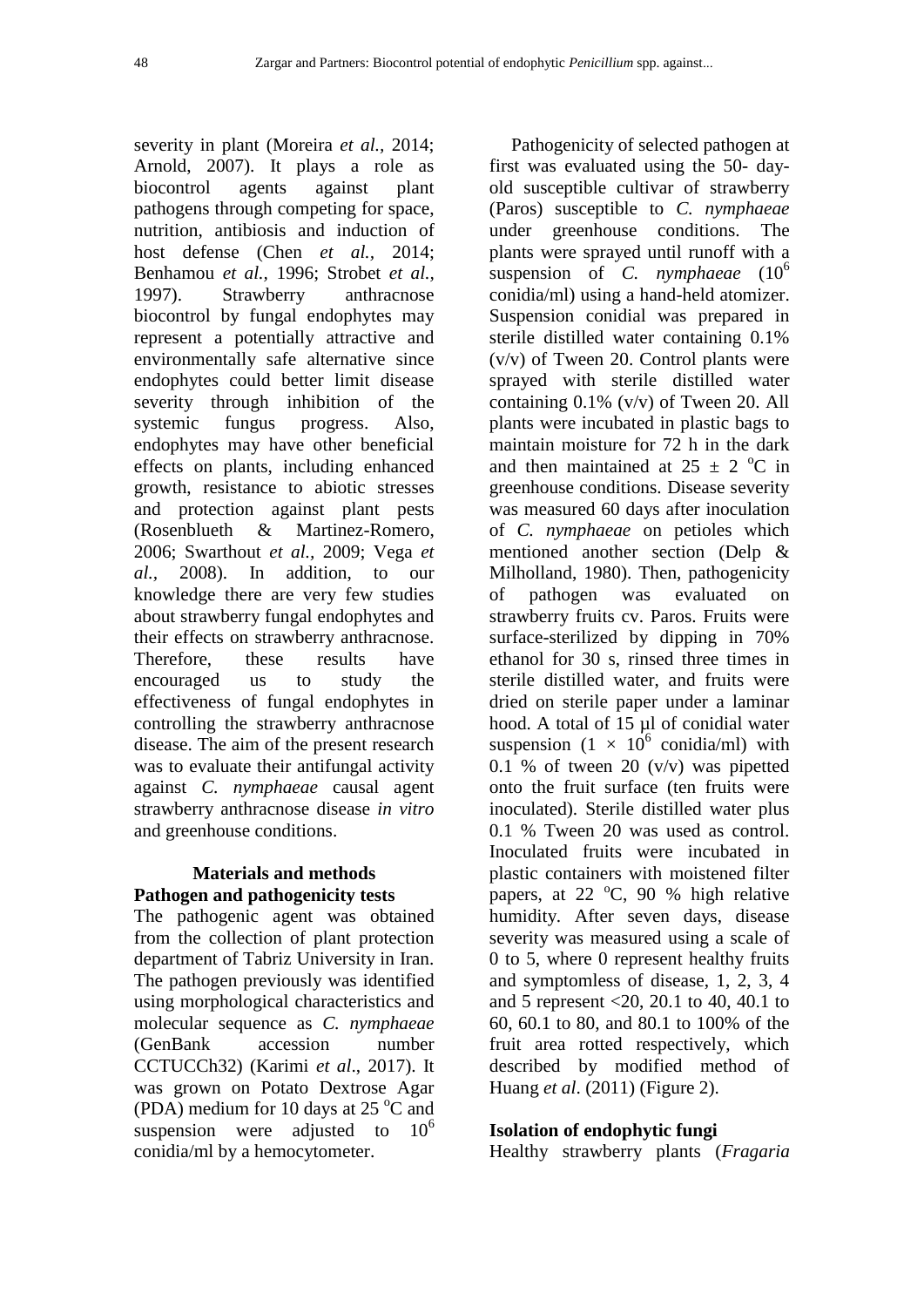severity in plant (Moreira *et al.,* 2014; Arnold, 2007). It plays a role as biocontrol agents against plant pathogens through competing for space, nutrition, antibiosis and induction of host defense (Chen *et al.*, 2014; Benhamou *et al.,* 1996; Strobet *et al.,* 1997). Strawberry anthracnose biocontrol by fungal endophytes may represent a potentially attractive and environmentally safe alternative since endophytes could better limit disease severity through inhibition of the systemic fungus progress. Also, endophytes may have other beneficial effects on plants, including enhanced growth, resistance to abiotic stresses and protection against plant pests (Rosenblueth & Martinez-Romero, 2006; Swarthout *et al.,* 2009; Vega *et al.,* 2008). In addition, to our knowledge there are very few studies about strawberry fungal endophytes and their effects on strawberry anthracnose. Therefore, these results have encouraged us to study the effectiveness of fungal endophytes in controlling the strawberry anthracnose disease. The aim of the present research was to evaluate their antifungal activity against *C. nymphaeae* causal agent strawberry anthracnose disease *in vitro* and greenhouse conditions.

## Materials and methods

### Pathogen and pathogenicity tests

The pathogenic agent was obtained from the collection of plant protection department of Tabriz University in Iran. The pathogen previously was identified using morphological characteristics and molecular sequence as *C. nymphaeae* (GenBank accession number CCTUCCh32) (Karimi *et al*., 2017). It was grown on Potato Dextrose Agar (PDA) medium for 10 days at 25 °C and suspension were adjusted to $10^6$ conidia/ml by a hemocytometer.

Pathogenicity of selected pathogen at first was evaluated using the 50- day-old susceptible cultivar of strawberry (Paros) susceptible to *C. nymphaeae* under greenhouse conditions. The plants were sprayed until runoff with a suspension of *C. nymphaeae* ($10^6$ conidia/ml) using a hand-held atomizer. Suspension conidial was prepared in sterile distilled water containing 0.1% (v/v) of Tween 20. Control plants were sprayed with sterile distilled water containing 0.1% (v/v) of Tween 20. All plants were incubated in plastic bags to maintain moisture for 72 h in the dark and then maintained at $25 \pm 2$ °C in greenhouse conditions. Disease severity was measured 60 days after inoculation of *C. nymphaeae* on petioles which mentioned another section (Delp & Milholland, 1980). Then, pathogenicity of pathogen was evaluated on strawberry fruits cv. Paros. Fruits were surface-sterilized by dipping in 70% ethanol for 30 s, rinsed three times in sterile distilled water, and fruits were dried on sterile paper under a laminar hood. A total of 15 µl of conidial water suspension ($1 \times 10^6$ conidia/ml) with 0.1 % of tween 20 (v/v) was pipetted onto the fruit surface (ten fruits were inoculated). Sterile distilled water plus 0.1 % Tween 20 was used as control. Inoculated fruits were incubated in plastic containers with moistened filter papers, at 22 °C, 90 % high relative humidity. After seven days, disease severity was measured using a scale of 0 to 5, where 0 represent healthy fruits and symptomless of disease, 1, 2, 3, 4 and 5 represent <20, 20.1 to 40, 40.1 to 60, 60.1 to 80, and 80.1 to 100% of the fruit area rotted respectively, which described by modified method of Huang *et al*. (2011) (Figure 2).

### Isolation of endophytic fungi

Healthy strawberry plants (*Fragaria*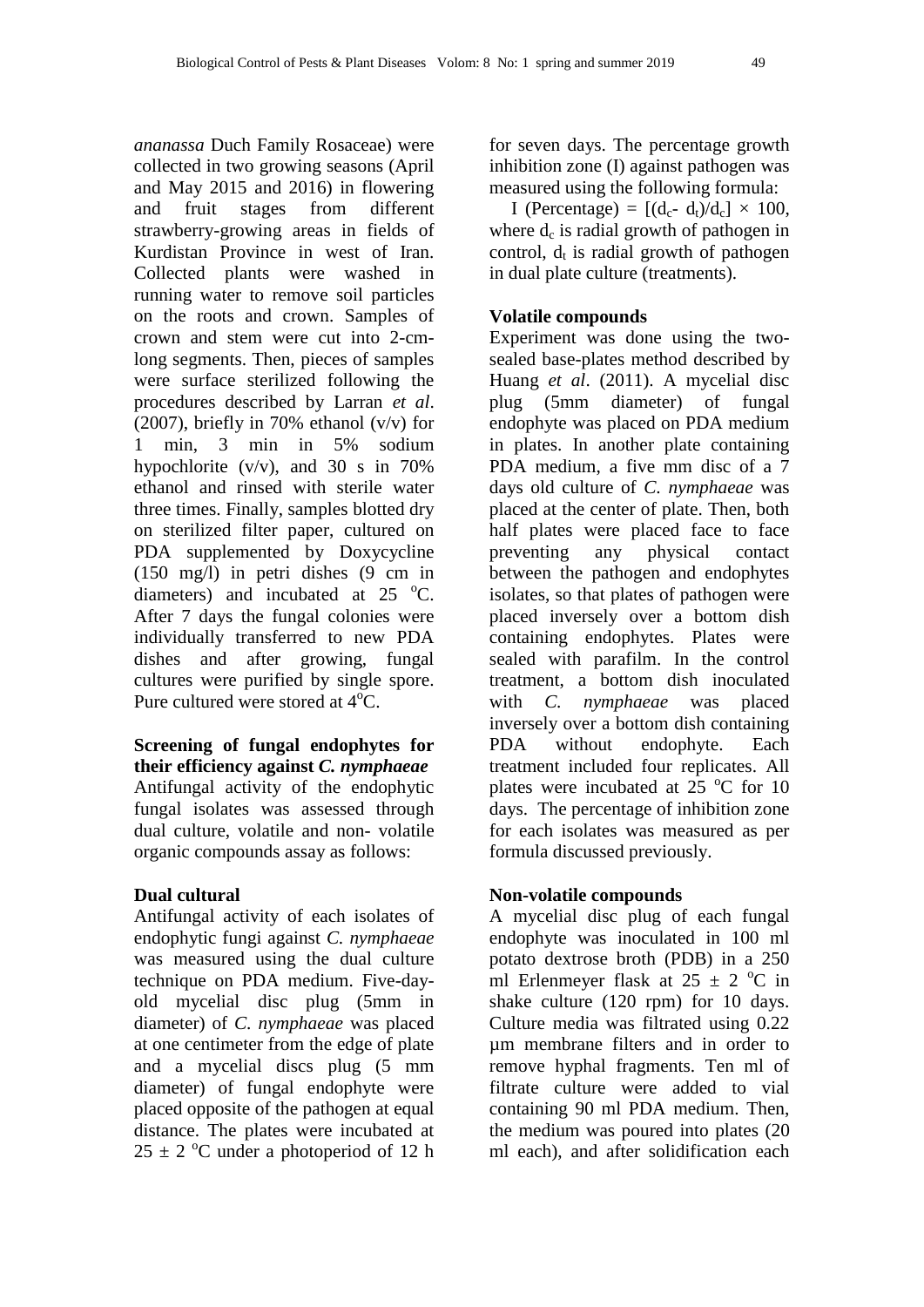*ananassa* Duch Family Rosaceae) were collected in two growing seasons (April and May 2015 and 2016) in flowering and fruit stages from different strawberry-growing areas in fields of Kurdistan Province in west of Iran. Collected plants were washed in running water to remove soil particles on the roots and crown. Samples of crown and stem were cut into 2-cm-long segments. Then, pieces of samples were surface sterilized following the procedures described by Larran *et al*. (2007), briefly in 70% ethanol (v/v) for 1 min, 3 min in 5% sodium hypochlorite (v/v), and 30 s in 70% ethanol and rinsed with sterile water three times. Finally, samples blotted dry on sterilized filter paper, cultured on PDA supplemented by Doxycycline (150 mg/l) in petri dishes (9 cm in diameters) and incubated at 25 $^{o}$C. After 7 days the fungal colonies were individually transferred to new PDA dishes and after growing, fungal cultures were purified by single spore. Pure cultured were stored at 4$^{o}$C.

**Screening of fungal endophytes for their efficiency against *C. nymphaeae***

Antifungal activity of the endophytic fungal isolates was assessed through dual culture, volatile and non- volatile organic compounds assay as follows:

**Dual cultural**

Antifungal activity of each isolates of endophytic fungi against *C. nymphaeae* was measured using the dual culture technique on PDA medium. Five-day-old mycelial disc plug (5mm in diameter) of *C. nymphaeae* was placed at one centimeter from the edge of plate and a mycelial discs plug (5 mm diameter) of fungal endophyte were placed opposite of the pathogen at equal distance. The plates were incubated at 25 ± 2 $^{o}$C under a photoperiod of 12 h for seven days. The percentage growth inhibition zone (I) against pathogen was measured using the following formula:

I (Percentage) = $[(d_c - d_t)/d_c] \times 100$, where $d_c$ is radial growth of pathogen in control, $d_t$ is radial growth of pathogen in dual plate culture (treatments).

**Volatile compounds**

Experiment was done using the two-sealed base-plates method described by Huang *et al*. (2011). A mycelial disc plug (5mm diameter) of fungal endophyte was placed on PDA medium in plates. In another plate containing PDA medium, a five mm disc of a 7 days old culture of *C. nymphaeae* was placed at the center of plate. Then, both half plates were placed face to face preventing any physical contact between the pathogen and endophytes isolates, so that plates of pathogen were placed inversely over a bottom dish containing endophytes. Plates were sealed with parafilm. In the control treatment, a bottom dish inoculated with *C. nymphaeae* was placed inversely over a bottom dish containing PDA without endophyte. Each treatment included four replicates. All plates were incubated at 25 $^{o}$C for 10 days. The percentage of inhibition zone for each isolates was measured as per formula discussed previously.

**Non-volatile compounds**

A mycelial disc plug of each fungal endophyte was inoculated in 100 ml potato dextrose broth (PDB) in a 250 ml Erlenmeyer flask at 25 ± 2 $^{o}$C in shake culture (120 rpm) for 10 days. Culture media was filtrated using 0.22 µm membrane filters and in order to remove hyphal fragments. Ten ml of filtrate culture were added to vial containing 90 ml PDA medium. Then, the medium was poured into plates (20 ml each), and after solidification each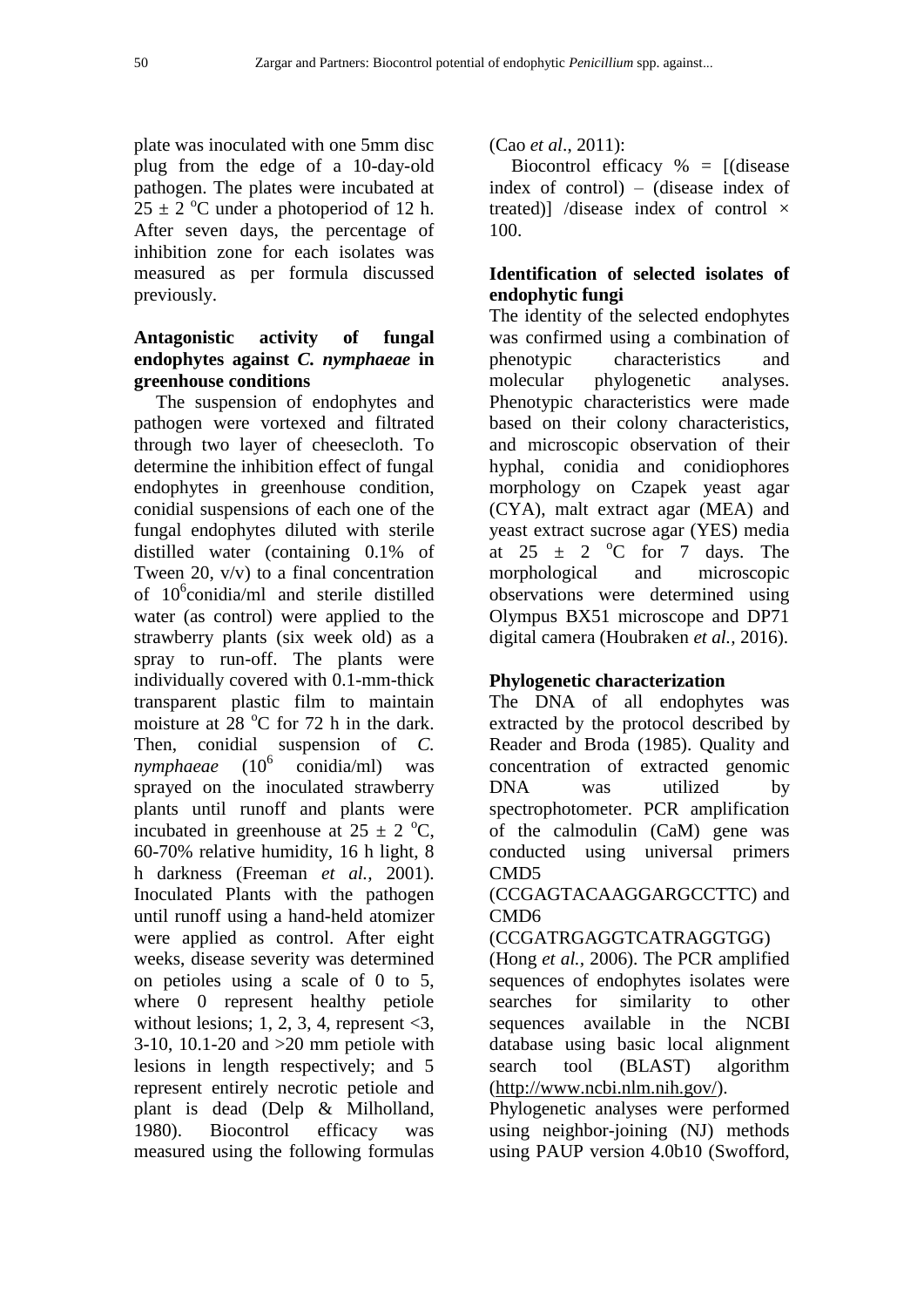plate was inoculated with one 5mm disc plug from the edge of a 10-day-old pathogen. The plates were incubated at $25 \pm 2$ °C under a photoperiod of 12 h. After seven days, the percentage of inhibition zone for each isolates was measured as per formula discussed previously.

**Antagonistic activity of fungal endophytes against *C. nymphaeae* in greenhouse conditions**

The suspension of endophytes and pathogen were vortexed and filtrated through two layer of cheesecloth. To determine the inhibition effect of fungal endophytes in greenhouse condition, conidial suspensions of each one of the fungal endophytes diluted with sterile distilled water (containing 0.1% of Tween 20, v/v) to a final concentration of $10^6$conidia/ml and sterile distilled water (as control) were applied to the strawberry plants (six week old) as a spray to run-off. The plants were individually covered with 0.1-mm-thick transparent plastic film to maintain moisture at 28 °C for 72 h in the dark. Then, conidial suspension of *C. nymphaeae* ($10^6$ conidia/ml) was sprayed on the inoculated strawberry plants until runoff and plants were incubated in greenhouse at $25 \pm 2$ °C, 60-70% relative humidity, 16 h light, 8 h darkness (Freeman *et al.,* 2001). Inoculated Plants with the pathogen until runoff using a hand-held atomizer were applied as control. After eight weeks, disease severity was determined on petioles using a scale of 0 to 5, where 0 represent healthy petiole without lesions; 1, 2, 3, 4, represent <3, 3-10, 10.1-20 and >20 mm petiole with lesions in length respectively; and 5 represent entirely necrotic petiole and plant is dead (Delp & Milholland, 1980). Biocontrol efficacy was measured using the following formulas (Cao *et al*., 2011):

Biocontrol efficacy % = [(disease index of control) – (disease index of treated)] /disease index of control × 100.

**Identification of selected isolates of endophytic fungi**

The identity of the selected endophytes was confirmed using a combination of phenotypic characteristics and molecular phylogenetic analyses. Phenotypic characteristics were made based on their colony characteristics, and microscopic observation of their hyphal, conidia and conidiophores morphology on Czapek yeast agar (CYA), malt extract agar (MEA) and yeast extract sucrose agar (YES) media at $25 \pm 2$ °C for 7 days. The morphological and microscopic observations were determined using Olympus BX51 microscope and DP71 digital camera (Houbraken *et al.,* 2016).

**Phylogenetic characterization**

The DNA of all endophytes was extracted by the protocol described by Reader and Broda (1985). Quality and concentration of extracted genomic DNA was utilized by spectrophotometer. PCR amplification of the calmodulin (CaM) gene was conducted using universal primers CMD5 (CCGAGTACAAGGARGCCTTC) and CMD6 (CCGATRGAGGTCATRAGGTGG) (Hong *et al.*, 2006). The PCR amplified sequences of endophytes isolates were searches for similarity to other sequences available in the NCBI database using basic local alignment search tool (BLAST) algorithm (http://www.ncbi.nlm.nih.gov/).

Phylogenetic analyses were performed using neighbor-joining (NJ) methods using PAUP version 4.0b10 (Swofford,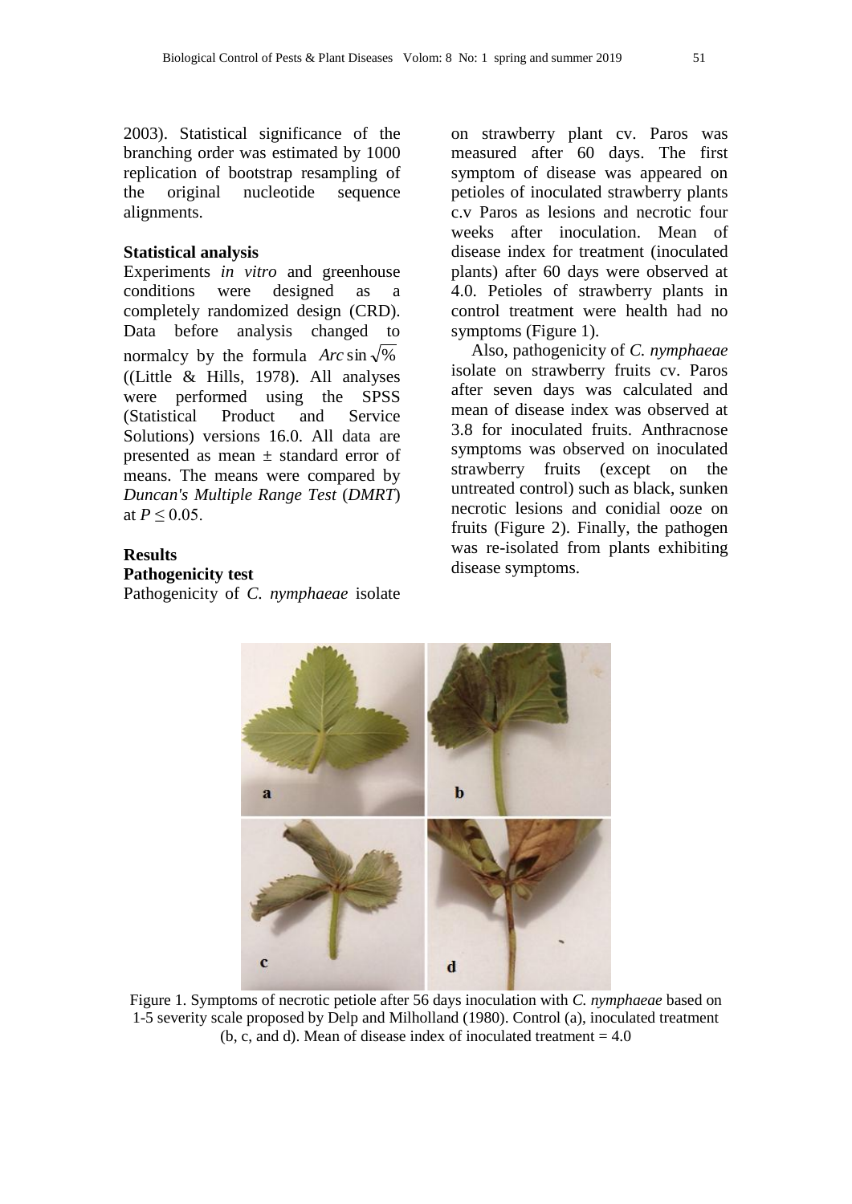2003). Statistical significance of the branching order was estimated by 1000 replication of bootstrap resampling of the original nucleotide sequence alignments.

**Statistical analysis**

Experiments *in vitro* and greenhouse conditions were designed as a completely randomized design (CRD). Data before analysis changed to normalcy by the formula $Arc\sin\sqrt{\%}$ ((Little & Hills, 1978). All analyses were performed using the SPSS (Statistical Product and Service Solutions) versions 16.0. All data are presented as mean ± standard error of means. The means were compared by *Duncan's Multiple Range Test* (*DMRT*) at $P \leq 0.05$.

**Results**

**Pathogenicity test**

Pathogenicity of *C. nymphaeae* isolate on strawberry plant cv. Paros was measured after 60 days. The first symptom of disease was appeared on petioles of inoculated strawberry plants c.v Paros as lesions and necrotic four weeks after inoculation. Mean of disease index for treatment (inoculated plants) after 60 days were observed at 4.0. Petioles of strawberry plants in control treatment were health had no symptoms (Figure 1).

Also, pathogenicity of *C. nymphaeae* isolate on strawberry fruits cv. Paros after seven days was calculated and mean of disease index was observed at 3.8 for inoculated fruits. Anthracnose symptoms was observed on inoculated strawberry fruits (except on the untreated control) such as black, sunken necrotic lesions and conidial ooze on fruits (Figure 2). Finally, the pathogen was re-isolated from plants exhibiting disease symptoms.

Figure 1. Symptoms of necrotic petiole after 56 days inoculation with *C. nymphaeae* based on 1-5 severity scale proposed by Delp and Milholland (1980). Control (a), inoculated treatment (b, c, and d). Mean of disease index of inoculated treatment = 4.0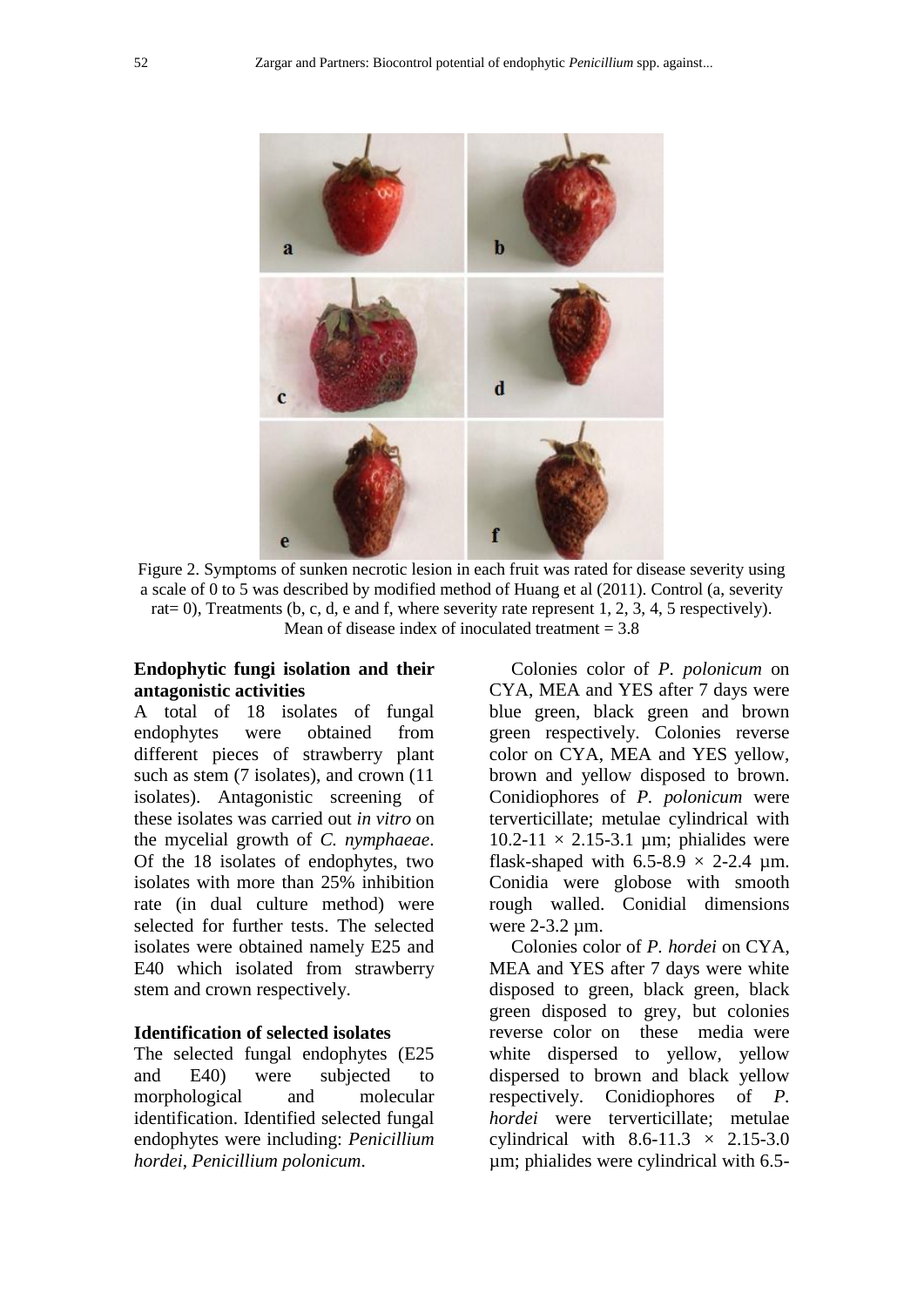Figure 2. Symptoms of sunken necrotic lesion in each fruit was rated for disease severity using a scale of 0 to 5 was described by modified method of Huang et al (2011). Control (a, severity rat= 0), Treatments (b, c, d, e and f, where severity rate represent 1, 2, 3, 4, 5 respectively). Mean of disease index of inoculated treatment = 3.8

**Endophytic fungi isolation and their antagonistic activities**

A total of 18 isolates of fungal endophytes were obtained from different pieces of strawberry plant such as stem (7 isolates), and crown (11 isolates). Antagonistic screening of these isolates was carried out *in vitro* on the mycelial growth of *C. nymphaeae*. Of the 18 isolates of endophytes, two isolates with more than 25% inhibition rate (in dual culture method) were selected for further tests. The selected isolates were obtained namely E25 and E40 which isolated from strawberry stem and crown respectively.

**Identification of selected isolates**

The selected fungal endophytes (E25 and E40) were subjected to morphological and molecular identification. Identified selected fungal endophytes were including: *Penicillium hordei*, *Penicillium polonicum*.

Colonies color of *P. polonicum* on CYA, MEA and YES after 7 days were blue green, black green and brown green respectively. Colonies reverse color on CYA, MEA and YES yellow, brown and yellow disposed to brown. Conidiophores of *P. polonicum* were terverticillate; metulae cylindrical with 10.2-11 × 2.15-3.1 µm; phialides were flask-shaped with 6.5-8.9 × 2-2.4 µm. Conidia were globose with smooth rough walled. Conidial dimensions were 2-3.2 µm.

Colonies color of *P. hordei* on CYA, MEA and YES after 7 days were white disposed to green, black green, black green disposed to grey, but colonies reverse color on these media were white dispersed to yellow, yellow dispersed to brown and black yellow respectively. Conidiophores of *P. hordei* were terverticillate; metulae cylindrical with 8.6-11.3 × 2.15-3.0 µm; phialides were cylindrical with 6.5-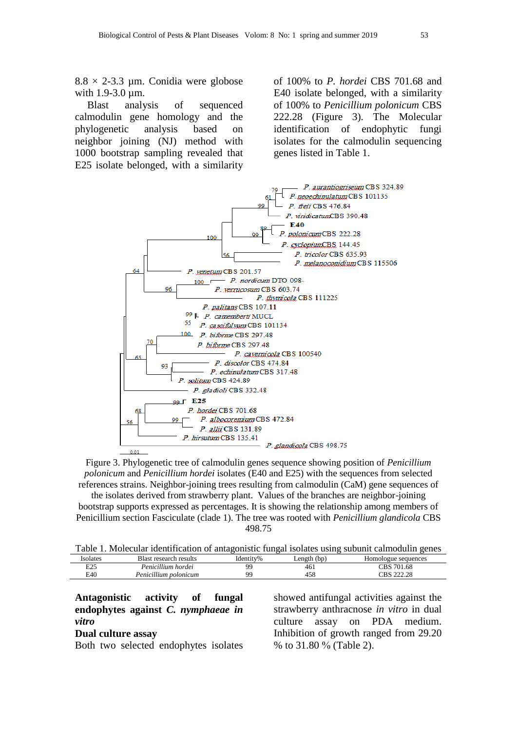8.8 × 2-3.3 µm. Conidia were globose with 1.9-3.0 µm.

Blast analysis of sequenced calmodulin gene homology and the phylogenetic analysis based on neighbor joining (NJ) method with 1000 bootstrap sampling revealed that E25 isolate belonged, with a similarity of 100% to *P. hordei* CBS 701.68 and E40 isolate belonged, with a similarity of 100% to *Penicillium polonicum* CBS 222.28 (Figure 3). The Molecular identification of endophytic fungi isolates for the calmodulin sequencing genes listed in Table 1.

Figure 3. Phylogenetic tree of calmodulin genes sequence showing position of *Penicillium polonicum* and *Penicillium hordei* isolates (E40 and E25) with the sequences from selected references strains. Neighbor-joining trees resulting from calmodulin (CaM) gene sequences of the isolates derived from strawberry plant. Values of the branches are neighbor-joining bootstrap supports expressed as percentages. It is showing the relationship among members of Penicillium section Fasciculate (clade 1). The tree was rooted with *Penicillium glandicola* CBS 498.75

Table 1. Molecular identification of antagonistic fungal isolates using subunit calmodulin genes

| Isolates | Blast research results | Identity% | Length (bp) | Homologue sequences |
|---|---|---|---|---|
| E25 | *Penicillium hordei* | 99 | 461 | CBS 701.68 |
| E40 | *Penicillium polonicum* | 99 | 458 | CBS 222.28 |

**Antagonistic activity of fungal endophytes against *C. nymphaeae in vitro***

**Dual culture assay**

Both two selected endophytes isolates showed antifungal activities against the strawberry anthracnose *in vitro* in dual culture assay on PDA medium. Inhibition of growth ranged from 29.20 % to 31.80 % (Table 2).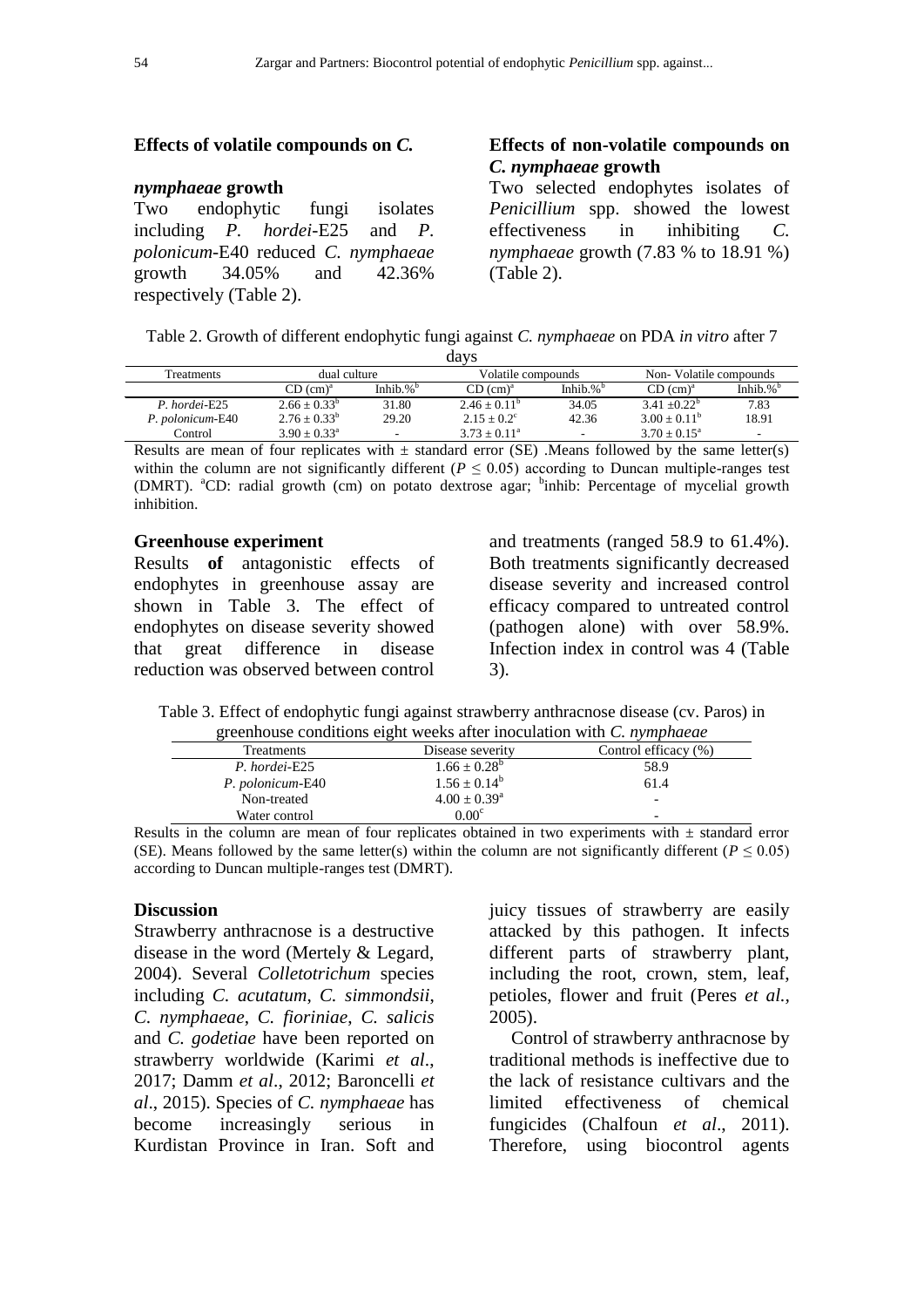### Effects of volatile compounds on *C. nymphaeae* growth

Two endophytic fungi isolates including *P. hordei*-E25 and *P. polonicum*-E40 reduced *C. nymphaeae* growth 34.05% and 42.36% respectively (Table 2).

### Effects of non-volatile compounds on *C. nymphaeae* growth

Two selected endophytes isolates of *Penicillium* spp. showed the lowest effectiveness in inhibiting *C. nymphaeae* growth (7.83 % to 18.91 %) (Table 2).

Table 2. Growth of different endophytic fungi against *C. nymphaeae* on PDA *in vitro* after 7 days

| Treatments | dual culture | | Volatile compounds | | Non- Volatile compounds | |
|---|---|---|---|---|---|---|
| | CD (cm)[a] | Inhib.%[b] | CD (cm)[a] | Inhib.%[b] | CD (cm)[a] | Inhib.%[b] |
| *P. hordei*-E25 | 2.66 ± 0.33[b] | 31.80 | 2.46 ± 0.11[b] | 34.05 | 3.41 ±0.22[b] | 7.83 |
| *P. polonicum*-E40 | 2.76 ± 0.33[b] | 29.20 | 2.15 ± 0.2[c] | 42.36 | 3.00 ± 0.11[b] | 18.91 |
| Control | 3.90 ± 0.33[a] | - | 3.73 ± 0.11[a] | - | 3.70 ± 0.15[a] | - |

Results are mean of four replicates with ± standard error (SE) .Means followed by the same letter(s) within the column are not significantly different ($P \leq 0.05$) according to Duncan multiple-ranges test (DMRT). [a]CD: radial growth (cm) on potato dextrose agar; [b]inhib: Percentage of mycelial growth inhibition.

### Greenhouse experiment

Results **of** antagonistic effects of endophytes in greenhouse assay are shown in Table 3. The effect of endophytes on disease severity showed that great difference in disease reduction was observed between control and treatments (ranged 58.9 to 61.4%). Both treatments significantly decreased disease severity and increased control efficacy compared to untreated control (pathogen alone) with over 58.9%. Infection index in control was 4 (Table 3).

Table 3. Effect of endophytic fungi against strawberry anthracnose disease (cv. Paros) in greenhouse conditions eight weeks after inoculation with *C. nymphaeae*

| Treatments | Disease severity | Control efficacy (%) |
|---|---|---|
| *P. hordei*-E25 | 1.66 ± 0.28[b] | 58.9 |
| *P. polonicum*-E40 | 1.56 ± 0.14[b] | 61.4 |
| Non-treated | 4.00 ± 0.39[a] | - |
| Water control | 0.00[c] | - |

Results in the column are mean of four replicates obtained in two experiments with ± standard error (SE). Means followed by the same letter(s) within the column are not significantly different ($P \leq 0.05$) according to Duncan multiple-ranges test (DMRT).

## Discussion

Strawberry anthracnose is a destructive disease in the word (Mertely & Legard, 2004). Several *Colletotrichum* species including *C. acutatum*, *C. simmondsii*, *C. nymphaeae*, *C. fioriniae*, *C. salicis* and *C. godetiae* have been reported on strawberry worldwide (Karimi *et al*., 2017; Damm *et al*., 2012; Baroncelli *et al*., 2015). Species of *C. nymphaeae* has become increasingly serious in Kurdistan Province in Iran. Soft and juicy tissues of strawberry are easily attacked by this pathogen. It infects different parts of strawberry plant, including the root, crown, stem, leaf, petioles, flower and fruit (Peres *et al.*, 2005).

Control of strawberry anthracnose by traditional methods is ineffective due to the lack of resistance cultivars and the limited effectiveness of chemical fungicides (Chalfoun *et al*., 2011). Therefore, using biocontrol agents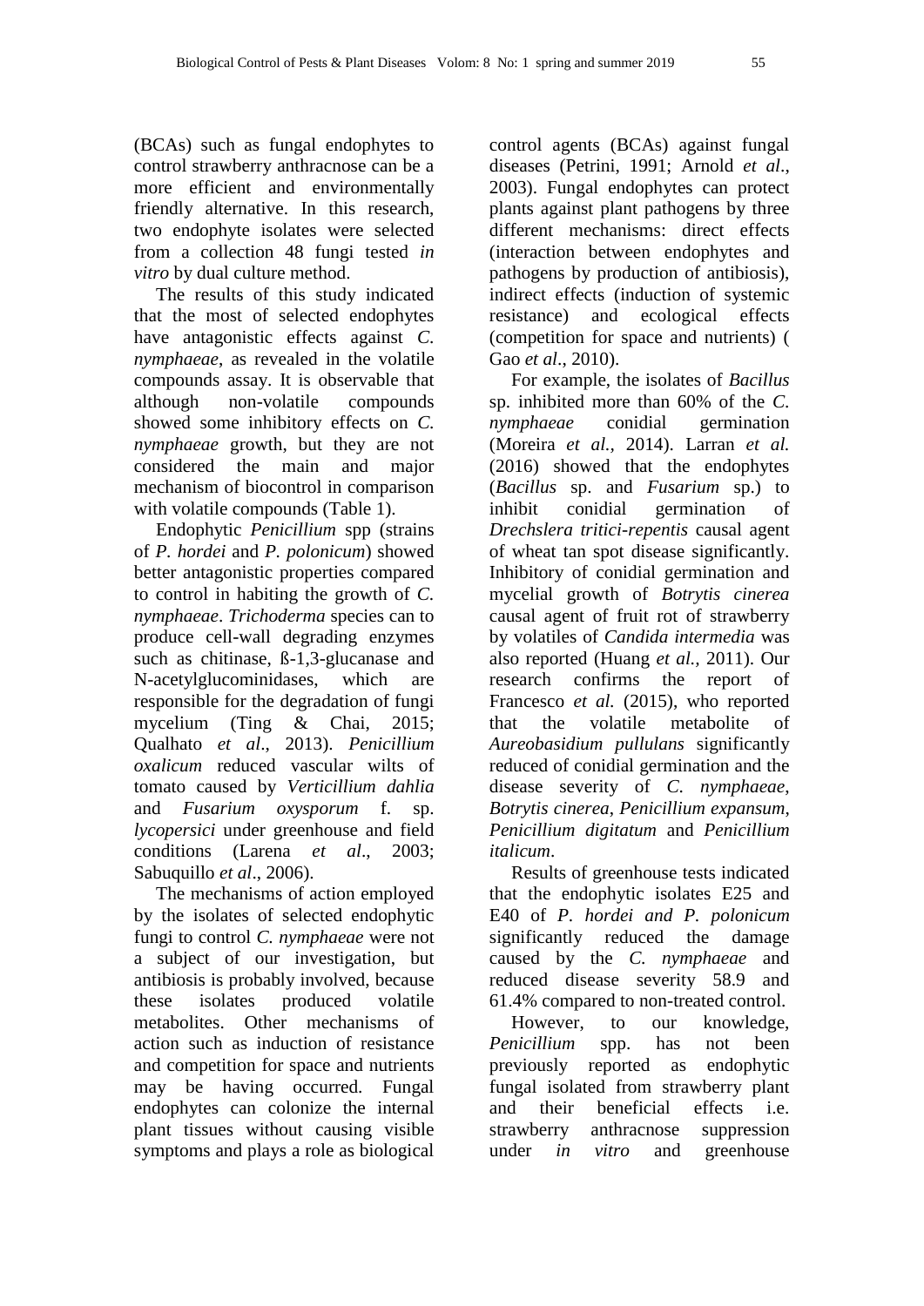(BCAs) such as fungal endophytes to control strawberry anthracnose can be a more efficient and environmentally friendly alternative. In this research, two endophyte isolates were selected from a collection 48 fungi tested *in vitro* by dual culture method.

The results of this study indicated that the most of selected endophytes have antagonistic effects against *C. nymphaeae*, as revealed in the volatile compounds assay. It is observable that although non-volatile compounds showed some inhibitory effects on *C. nymphaeae* growth, but they are not considered the main and major mechanism of biocontrol in comparison with volatile compounds (Table 1).

Endophytic *Penicillium* spp (strains of *P. hordei* and *P. polonicum*) showed better antagonistic properties compared to control in habiting the growth of *C. nymphaeae*. *Trichoderma* species can to produce cell-wall degrading enzymes such as chitinase, ß-1,3-glucanase and N-acetylglucominidases, which are responsible for the degradation of fungi mycelium (Ting & Chai, 2015; Qualhato *et al*., 2013). *Penicillium oxalicum* reduced vascular wilts of tomato caused by *Verticillium dahlia* and *Fusarium oxysporum* f. sp. *lycopersici* under greenhouse and field conditions (Larena *et al*., 2003; Sabuquillo *et al*., 2006).

The mechanisms of action employed by the isolates of selected endophytic fungi to control *C. nymphaeae* were not a subject of our investigation, but antibiosis is probably involved, because these isolates produced volatile metabolites. Other mechanisms of action such as induction of resistance and competition for space and nutrients may be having occurred. Fungal endophytes can colonize the internal plant tissues without causing visible symptoms and plays a role as biological control agents (BCAs) against fungal diseases (Petrini, 1991; Arnold *et al*., 2003). Fungal endophytes can protect plants against plant pathogens by three different mechanisms: direct effects (interaction between endophytes and pathogens by production of antibiosis), indirect effects (induction of systemic resistance) and ecological effects (competition for space and nutrients) ( Gao *et al*., 2010).

For example, the isolates of *Bacillus* sp. inhibited more than 60% of the *C. nymphaeae* conidial germination (Moreira *et al.,* 2014). Larran *et al.* (2016) showed that the endophytes (*Bacillus* sp. and *Fusarium* sp.) to inhibit conidial germination of *Drechslera tritici-repentis* causal agent of wheat tan spot disease significantly. Inhibitory of conidial germination and mycelial growth of *Botrytis cinerea* causal agent of fruit rot of strawberry by volatiles of *Candida intermedia* was also reported (Huang *et al.,* 2011). Our research confirms the report of Francesco *et al.* (2015), who reported that the volatile metabolite of *Aureobasidium pullulans* significantly reduced of conidial germination and the disease severity of *C. nymphaeae*, *Botrytis cinerea*, *Penicillium expansum*, *Penicillium digitatum* and *Penicillium italicum*.

Results of greenhouse tests indicated that the endophytic isolates E25 and E40 of *P. hordei and P. polonicum* significantly reduced the damage caused by the *C. nymphaeae* and reduced disease severity 58.9 and 61.4% compared to non-treated control.

However, to our knowledge, *Penicillium* spp. has not been previously reported as endophytic fungal isolated from strawberry plant and their beneficial effects i.e. strawberry anthracnose suppression under *in vitro* and greenhouse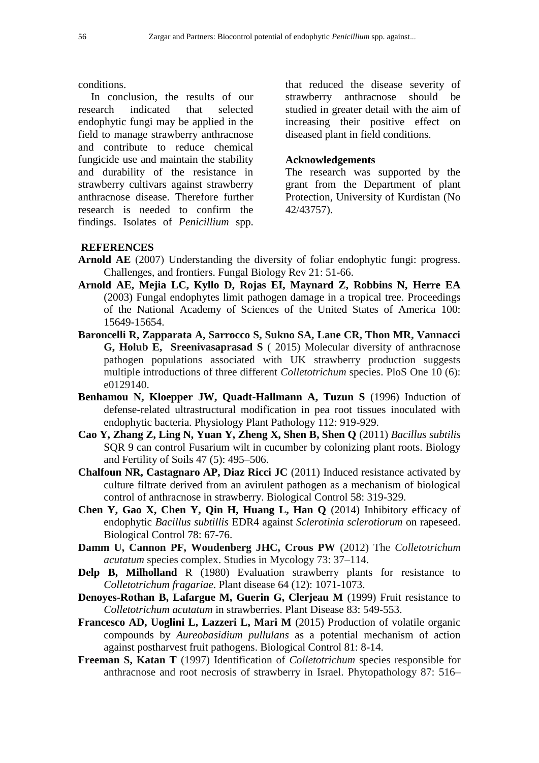conditions.

In conclusion, the results of our research indicated that selected endophytic fungi may be applied in the field to manage strawberry anthracnose and contribute to reduce chemical fungicide use and maintain the stability and durability of the resistance in strawberry cultivars against strawberry anthracnose disease. Therefore further research is needed to confirm the findings. Isolates of *Penicillium* spp. that reduced the disease severity of strawberry anthracnose should be studied in greater detail with the aim of increasing their positive effect on diseased plant in field conditions.

### Acknowledgements

The research was supported by the grant from the Department of plant Protection, University of Kurdistan (No 42/43757).

### REFERENCES

**Arnold AE** (2007) Understanding the diversity of foliar endophytic fungi: progress. Challenges, and frontiers. Fungal Biology Rev 21: 51-66.

**Arnold AE, Mejia LC, Kyllo D, Rojas EI, Maynard Z, Robbins N, Herre EA** (2003) Fungal endophytes limit pathogen damage in a tropical tree. Proceedings of the National Academy of Sciences of the United States of America 100: 15649-15654.

**Baroncelli R, Zapparata A, Sarrocco S, Sukno SA, Lane CR, Thon MR, Vannacci G, Holub E, Sreenivasaprasad S** ( 2015) Molecular diversity of anthracnose pathogen populations associated with UK strawberry production suggests multiple introductions of three different *Colletotrichum* species. PloS One 10 (6): e0129140.

**Benhamou N, Kloepper JW, Quadt-Hallmann A, Tuzun S** (1996) Induction of defense-related ultrastructural modification in pea root tissues inoculated with endophytic bacteria. Physiology Plant Pathology 112: 919-929.

**Cao Y, Zhang Z, Ling N, Yuan Y, Zheng X, Shen B, Shen Q** (2011) *Bacillus subtilis* SQR 9 can control Fusarium wilt in cucumber by colonizing plant roots. Biology and Fertility of Soils 47 (5): 495–506.

**Chalfoun NR, Castagnaro AP, Diaz Ricci JC** (2011) Induced resistance activated by culture filtrate derived from an avirulent pathogen as a mechanism of biological control of anthracnose in strawberry. Biological Control 58: 319-329.

**Chen Y, Gao X, Chen Y, Qin H, Huang L, Han Q** (2014) Inhibitory efficacy of endophytic *Bacillus subtillis* EDR4 against *Sclerotinia sclerotiorum* on rapeseed. Biological Control 78: 67-76.

**Damm U, Cannon PF, Woudenberg JHC, Crous PW** (2012) The *Colletotrichum acutatum* species complex. Studies in Mycology 73: 37–114.

**Delp B, Milholland** R (1980) Evaluation strawberry plants for resistance to *Colletotrichum fragariae*. Plant disease 64 (12): 1071-1073.

**Denoyes-Rothan B, Lafargue M, Guerin G, Clerjeau M** (1999) Fruit resistance to *Colletotrichum acutatum* in strawberries. Plant Disease 83: 549-553.

**Francesco AD, Uoglini L, Lazzeri L, Mari M** (2015) Production of volatile organic compounds by *Aureobasidium pullulans* as a potential mechanism of action against postharvest fruit pathogens. Biological Control 81: 8-14.

**Freeman S, Katan T** (1997) Identification of *Colletotrichum* species responsible for anthracnose and root necrosis of strawberry in Israel. Phytopathology 87: 516–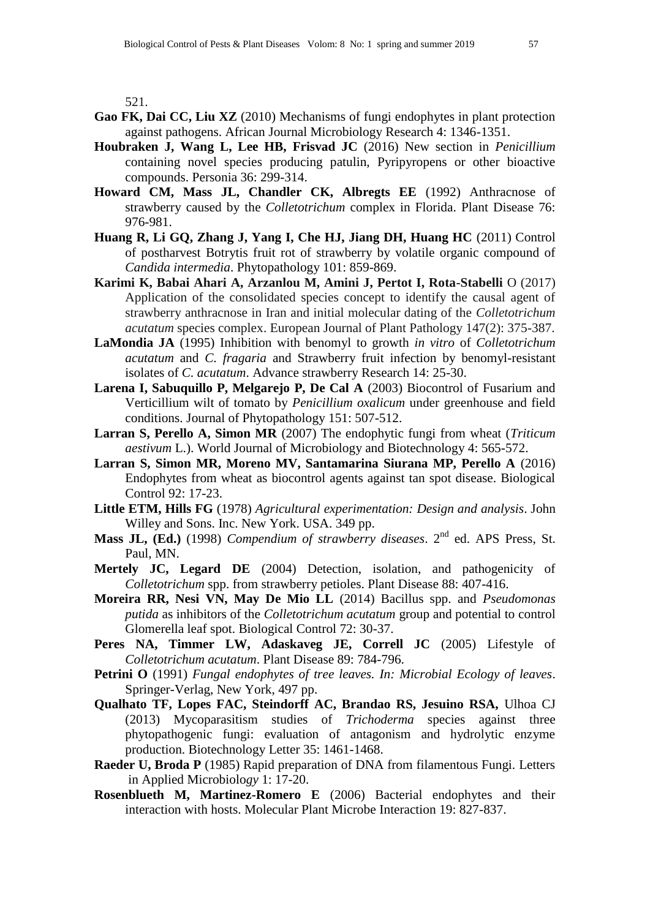521.

**Gao FK, Dai CC, Liu XZ** (2010) Mechanisms of fungi endophytes in plant protection against pathogens. African Journal Microbiology Research 4: 1346-1351.

**Houbraken J, Wang L, Lee HB, Frisvad JC** (2016) New section in *Penicillium* containing novel species producing patulin, Pyripyropens or other bioactive compounds. Personia 36: 299-314.

**Howard CM, Mass JL, Chandler CK, Albregts EE** (1992) Anthracnose of strawberry caused by the *Colletotrichum* complex in Florida. Plant Disease 76: 976-981.

**Huang R, Li GQ, Zhang J, Yang I, Che HJ, Jiang DH, Huang HC** (2011) Control of postharvest Botrytis fruit rot of strawberry by volatile organic compound of *Candida intermedia*. Phytopathology 101: 859-869.

**Karimi K, Babai Ahari A, Arzanlou M, Amini J, Pertot I, Rota-Stabelli** O (2017) Application of the consolidated species concept to identify the causal agent of strawberry anthracnose in Iran and initial molecular dating of the *Colletotrichum acutatum* species complex. European Journal of Plant Pathology 147(2): 375-387.

**LaMondia JA** (1995) Inhibition with benomyl to growth *in vitro* of *Colletotrichum acutatum* and *C. fragaria* and Strawberry fruit infection by benomyl-resistant isolates of *C. acutatum*. Advance strawberry Research 14: 25-30.

**Larena I, Sabuquillo P, Melgarejo P, De Cal A** (2003) Biocontrol of Fusarium and Verticillium wilt of tomato by *Penicillium oxalicum* under greenhouse and field conditions. Journal of Phytopathology 151: 507-512.

**Larran S, Perello A, Simon MR** (2007) The endophytic fungi from wheat (*Triticum aestivum* L.). World Journal of Microbiology and Biotechnology 4: 565-572.

**Larran S, Simon MR, Moreno MV, Santamarina Siurana MP, Perello A** (2016) Endophytes from wheat as biocontrol agents against tan spot disease. Biological Control 92: 17-23.

**Little ETM, Hills FG** (1978) *Agricultural experimentation: Design and analysis*. John Willey and Sons. Inc. New York. USA. 349 pp.

**Mass JL, (Ed.)** (1998) *Compendium of strawberry diseases*. 2nd ed. APS Press, St. Paul, MN.

**Mertely JC, Legard DE** (2004) Detection, isolation, and pathogenicity of *Colletotrichum* spp. from strawberry petioles. Plant Disease 88: 407-416.

**Moreira RR, Nesi VN, May De Mio LL** (2014) Bacillus spp. and *Pseudomonas putida* as inhibitors of the *Colletotrichum acutatum* group and potential to control Glomerella leaf spot. Biological Control 72: 30-37.

**Peres NA, Timmer LW, Adaskaveg JE, Correll JC** (2005) Lifestyle of *Colletotrichum acutatum*. Plant Disease 89: 784-796.

**Petrini O** (1991) *Fungal endophytes of tree leaves. In: Microbial Ecology of leaves*. Springer-Verlag, New York, 497 pp.

**Qualhato TF, Lopes FAC, Steindorff AC, Brandao RS, Jesuino RSA,** Ulhoa CJ (2013) Mycoparasitism studies of *Trichoderma* species against three phytopathogenic fungi: evaluation of antagonism and hydrolytic enzyme production. Biotechnology Letter 35: 1461-1468.

**Raeder U, Broda P** (1985) Rapid preparation of DNA from filamentous Fungi. Letters in Applied Microbiology 1: 17-20.

**Rosenblueth M, Martinez-Romero E** (2006) Bacterial endophytes and their interaction with hosts. Molecular Plant Microbe Interaction 19: 827-837.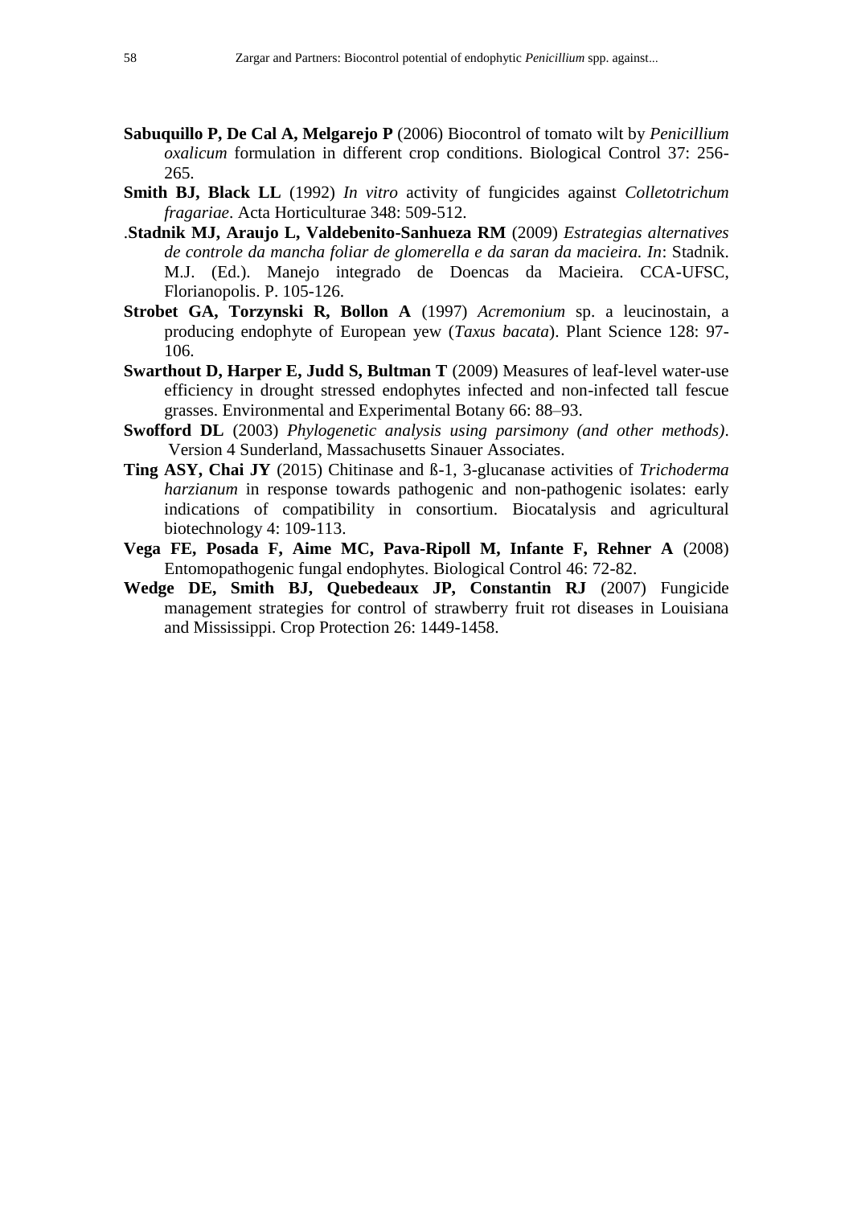**Sabuquillo P, De Cal A, Melgarejo P** (2006) Biocontrol of tomato wilt by *Penicillium oxalicum* formulation in different crop conditions. Biological Control 37: 256-265.

**Smith BJ, Black LL** (1992) *In vitro* activity of fungicides against *Colletotrichum fragariae*. Acta Horticulturae 348: 509-512.

.**Stadnik MJ, Araujo L, Valdebenito-Sanhueza RM** (2009) *Estrategias alternatives de controle da mancha foliar de glomerella e da saran da macieira. In*: Stadnik. M.J. (Ed.). Manejo integrado de Doencas da Macieira. CCA-UFSC, Florianopolis. P. 105-126.

**Strobet GA, Torzynski R, Bollon A** (1997) *Acremonium* sp. a leucinostain, a producing endophyte of European yew (*Taxus bacata*). Plant Science 128: 97-106.

**Swarthout D, Harper E, Judd S, Bultman T** (2009) Measures of leaf-level water-use efficiency in drought stressed endophytes infected and non-infected tall fescue grasses. Environmental and Experimental Botany 66: 88–93.

**Swofford DL** (2003) *Phylogenetic analysis using parsimony (and other methods)*. Version 4 Sunderland, Massachusetts Sinauer Associates.

**Ting ASY, Chai JY** (2015) Chitinase and ß-1, 3-glucanase activities of *Trichoderma harzianum* in response towards pathogenic and non-pathogenic isolates: early indications of compatibility in consortium. Biocatalysis and agricultural biotechnology 4: 109-113.

**Vega FE, Posada F, Aime MC, Pava-Ripoll M, Infante F, Rehner A** (2008) Entomopathogenic fungal endophytes. Biological Control 46: 72-82.

**Wedge DE, Smith BJ, Quebedeaux JP, Constantin RJ** (2007) Fungicide management strategies for control of strawberry fruit rot diseases in Louisiana and Mississippi. Crop Protection 26: 1449-1458.